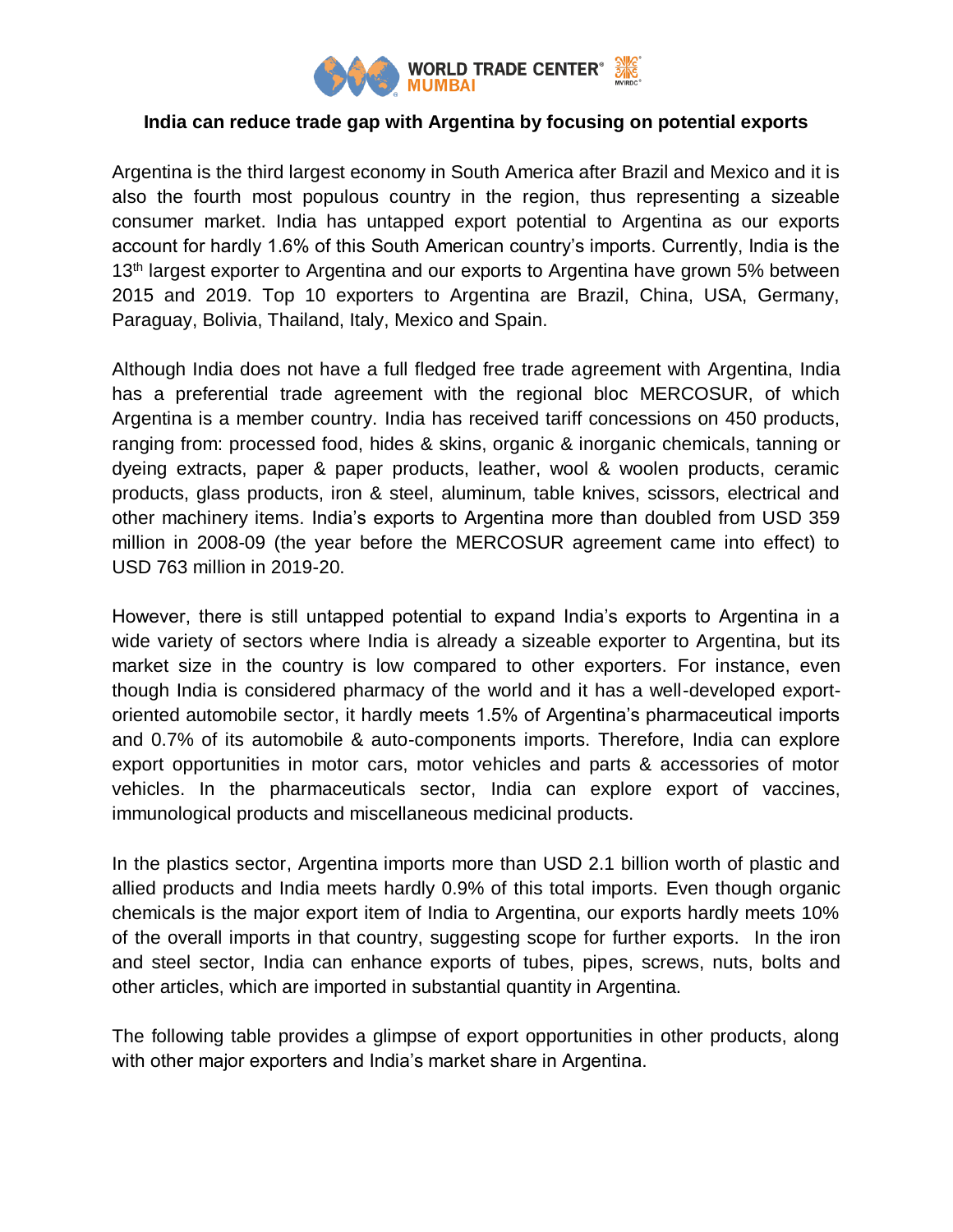# India can reduce trade gap with Argentina by focusing on potential exports

Argentina is the third largest economy in South America after Brazil and Mexico and it is also the fourth most populous country in the region, thus representing a sizeable consumer market. India has untapped export potential to Argentina as our exports account for hardly 1.6% of this South American country's imports. Currently, India is the 13th largest exporter to Argentina and our exports to Argentina have grown 5% between 2015 and 2019. Top 10 exporters to Argentina are Brazil, China, USA, Germany, Paraguay, Bolivia, Thailand, Italy, Mexico and Spain.

Although India does not have a full fledged free trade agreement with Argentina, India has a preferential trade agreement with the regional bloc MERCOSUR, of which Argentina is a member country. India has received tariff concessions on 450 products, ranging from: processed food, hides & skins, organic & inorganic chemicals, tanning or dyeing extracts, paper & paper products, leather, wool & woolen products, ceramic products, glass products, iron & steel, aluminum, table knives, scissors, electrical and other machinery items. India's exports to Argentina more than doubled from USD 359 million in 2008-09 (the year before the MERCOSUR agreement came into effect) to USD 763 million in 2019-20.

However, there is still untapped potential to expand India's exports to Argentina in a wide variety of sectors where India is already a sizeable exporter to Argentina, but its market size in the country is low compared to other exporters. For instance, even though India is considered pharmacy of the world and it has a well-developed export-oriented automobile sector, it hardly meets 1.5% of Argentina's pharmaceutical imports and 0.7% of its automobile & auto-components imports. Therefore, India can explore export opportunities in motor cars, motor vehicles and parts & accessories of motor vehicles. In the pharmaceuticals sector, India can explore export of vaccines, immunological products and miscellaneous medicinal products.

In the plastics sector, Argentina imports more than USD 2.1 billion worth of plastic and allied products and India meets hardly 0.9% of this total imports. Even though organic chemicals is the major export item of India to Argentina, our exports hardly meets 10% of the overall imports in that country, suggesting scope for further exports. In the iron and steel sector, India can enhance exports of tubes, pipes, screws, nuts, bolts and other articles, which are imported in substantial quantity in Argentina.

The following table provides a glimpse of export opportunities in other products, along with other major exporters and India's market share in Argentina.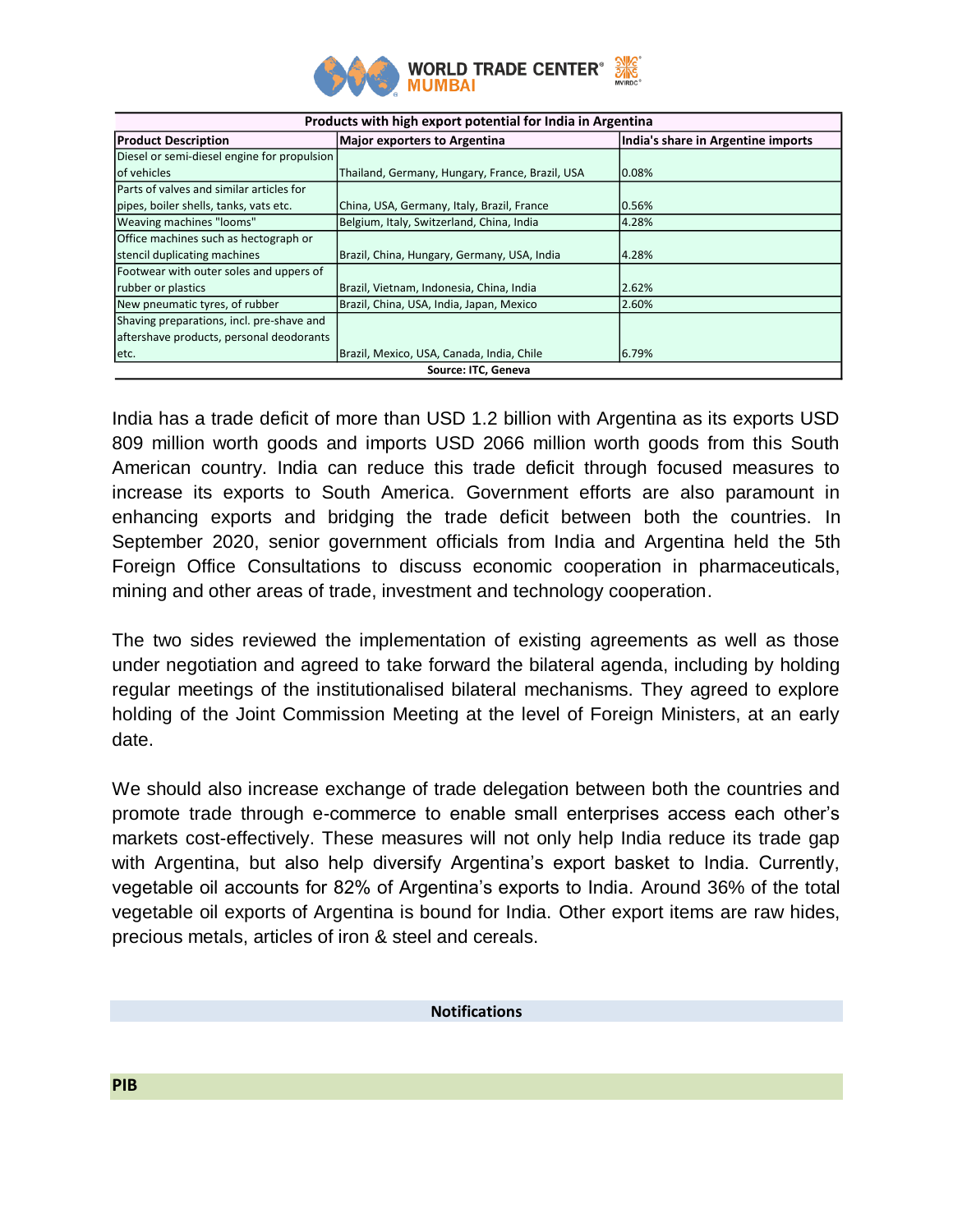| Products with high export potential for India in Argentina | | |
|---|---|---|
| **Product Description** | **Major exporters to Argentina** | **India's share in Argentine imports** |
| Diesel or semi-diesel engine for propulsion of vehicles | Thailand, Germany, Hungary, France, Brazil, USA | 0.08% |
| Parts of valves and similar articles for pipes, boiler shells, tanks, vats etc. | China, USA, Germany, Italy, Brazil, France | 0.56% |
| Weaving machines "looms" | Belgium, Italy, Switzerland, China, India | 4.28% |
| Office machines such as hectograph or stencil duplicating machines | Brazil, China, Hungary, Germany, USA, India | 4.28% |
| Footwear with outer soles and uppers of rubber or plastics | Brazil, Vietnam, Indonesia, China, India | 2.62% |
| New pneumatic tyres, of rubber | Brazil, China, USA, India, Japan, Mexico | 2.60% |
| Shaving preparations, incl. pre-shave and aftershave products, personal deodorants etc. | Brazil, Mexico, USA, Canada, India, Chile | 6.79% |

**Source: ITC, Geneva**

India has a trade deficit of more than USD 1.2 billion with Argentina as its exports USD 809 million worth goods and imports USD 2066 million worth goods from this South American country. India can reduce this trade deficit through focused measures to increase its exports to South America. Government efforts are also paramount in enhancing exports and bridging the trade deficit between both the countries. In September 2020, senior government officials from India and Argentina held the 5th Foreign Office Consultations to discuss economic cooperation in pharmaceuticals, mining and other areas of trade, investment and technology cooperation.

The two sides reviewed the implementation of existing agreements as well as those under negotiation and agreed to take forward the bilateral agenda, including by holding regular meetings of the institutionalised bilateral mechanisms. They agreed to explore holding of the Joint Commission Meeting at the level of Foreign Ministers, at an early date.

We should also increase exchange of trade delegation between both the countries and promote trade through e-commerce to enable small enterprises access each other's markets cost-effectively. These measures will not only help India reduce its trade gap with Argentina, but also help diversify Argentina's export basket to India. Currently, vegetable oil accounts for 82% of Argentina's exports to India. Around 36% of the total vegetable oil exports of Argentina is bound for India. Other export items are raw hides, precious metals, articles of iron & steel and cereals.

## Notifications

### PIB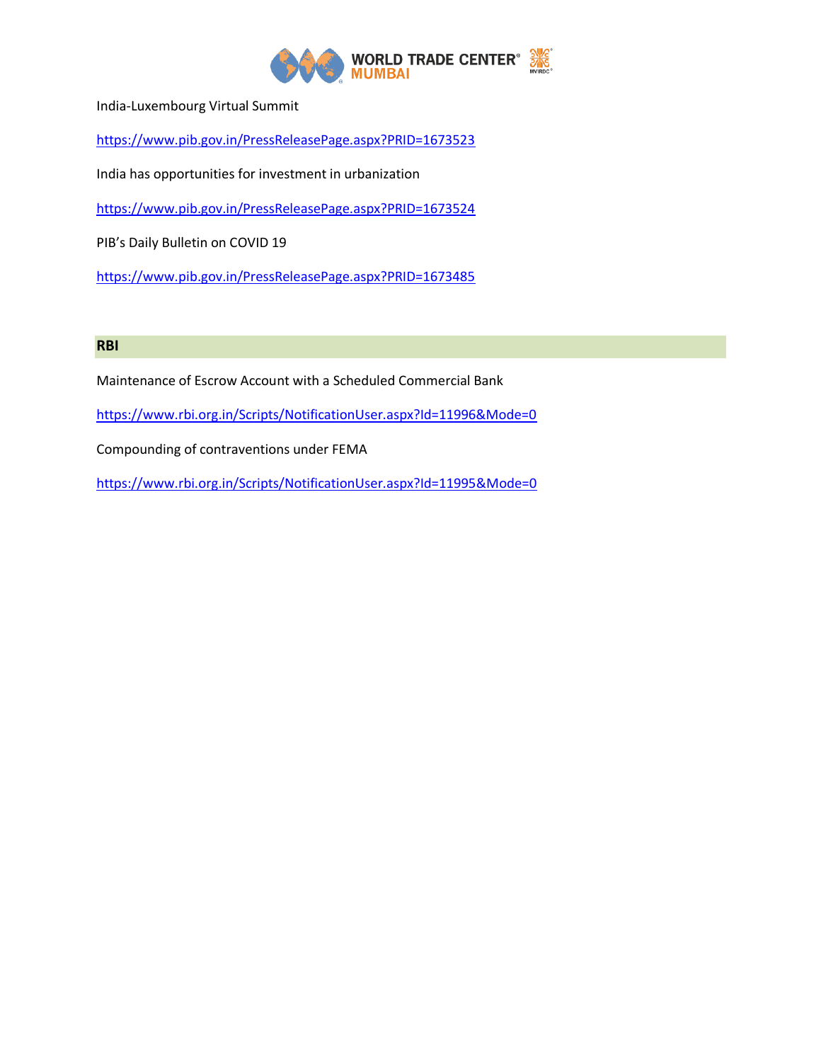India-Luxembourg Virtual Summit

https://www.pib.gov.in/PressReleasePage.aspx?PRID=1673523

India has opportunities for investment in urbanization

https://www.pib.gov.in/PressReleasePage.aspx?PRID=1673524

PIB's Daily Bulletin on COVID 19

https://www.pib.gov.in/PressReleasePage.aspx?PRID=1673485

## RBI

Maintenance of Escrow Account with a Scheduled Commercial Bank

https://www.rbi.org.in/Scripts/NotificationUser.aspx?Id=11996&Mode=0

Compounding of contraventions under FEMA

https://www.rbi.org.in/Scripts/NotificationUser.aspx?Id=11995&Mode=0